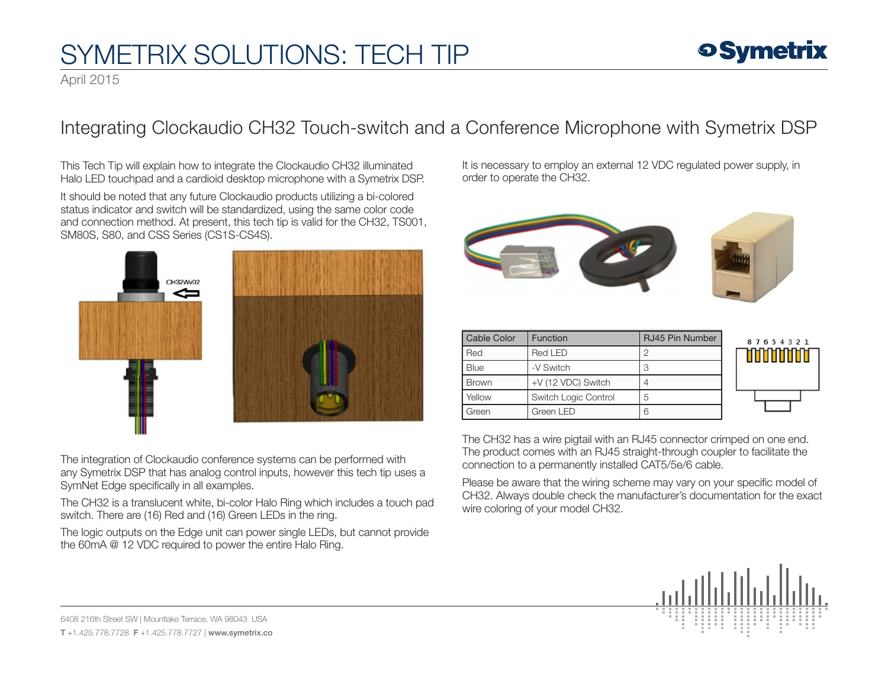# SYMETRIX SOLUTIONS: TECH TIP

April 2015

## Integrating Clockaudio CH32 Touch-switch and a Conference Microphone with Symetrix DSP

This Tech Tip will explain how to integrate the Clockaudio CH32 illuminated Halo LED touchpad and a cardioid desktop microphone with a Symetrix DSP.

It should be noted that any future Clockaudio products utilizing a bi-colored status indicator and switch will be standardized, using the same color code and connection method. At present, this tech tip is valid for the CH32, TS001, SM80S, S80, and CSS Series (CS1S-CS4S).

The integration of Clockaudio conference systems can be performed with any Symetrix DSP that has analog control inputs, however this tech tip uses a SymNet Edge specifically in all examples.

The CH32 is a translucent white, bi-color Halo Ring which includes a touch pad switch. There are (16) Red and (16) Green LEDs in the ring.

The logic outputs on the Edge unit can power single LEDs, but cannot provide the 60mA @ 12 VDC required to power the entire Halo Ring.

It is necessary to employ an external 12 VDC regulated power supply, in order to operate the CH32.

| Cable Color | Function | RJ45 Pin Number |
|---|---|---|
| Red | Red LED | 2 |
| Blue | -V Switch | 3 |
| Brown | +V (12 VDC) Switch | 4 |
| Yellow | Switch Logic Control | 5 |
| Green | Green LED | 6 |

The CH32 has a wire pigtail with an RJ45 connector crimped on one end. The product comes with an RJ45 straight-through coupler to facilitate the connection to a permanently installed CAT5/5e/6 cable.

Please be aware that the wiring scheme may vary on your specific model of CH32. Always double check the manufacturer's documentation for the exact wire coloring of your model CH32.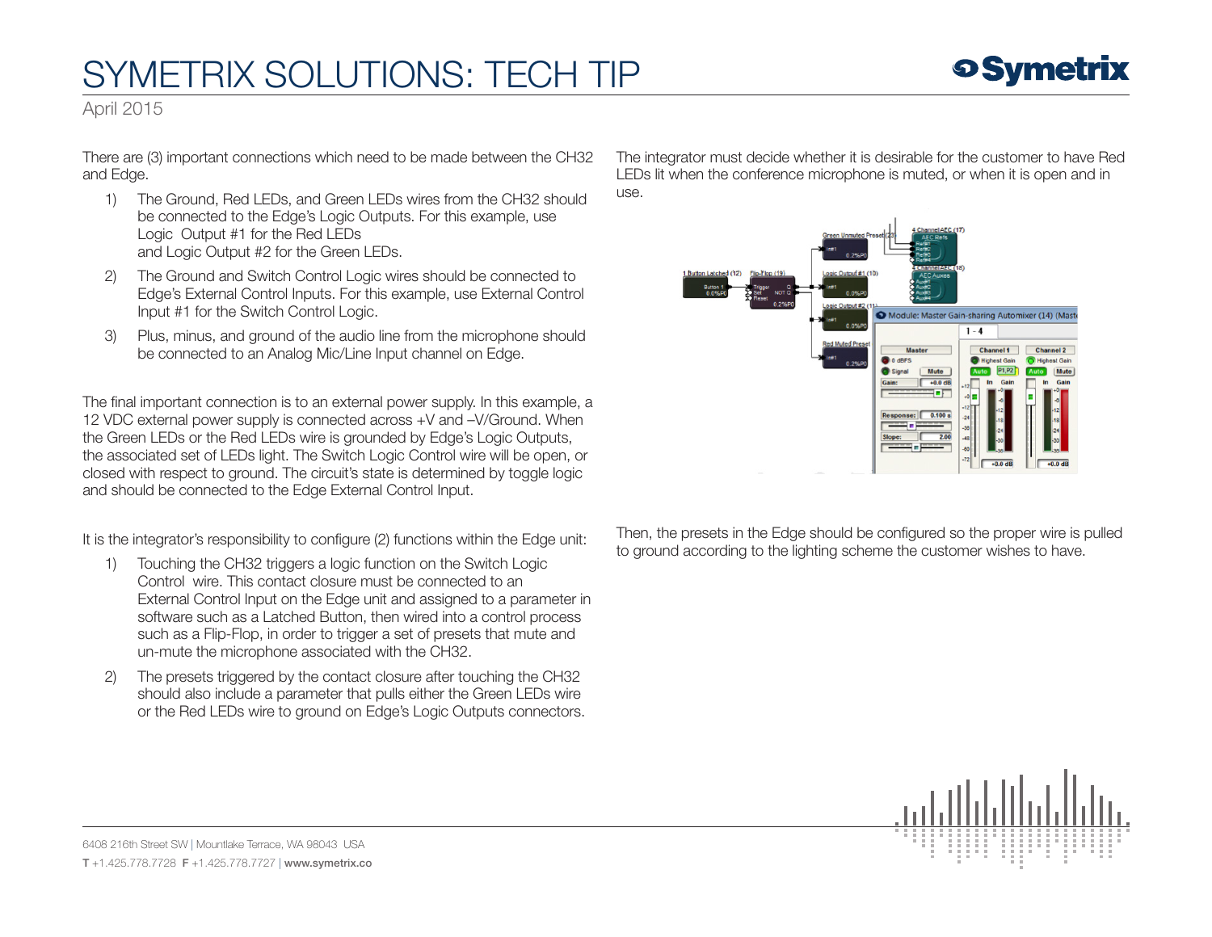There are (3) important connections which need to be made between the CH32 and Edge.

1) The Ground, Red LEDs, and Green LEDs wires from the CH32 should be connected to the Edge's Logic Outputs. For this example, use Logic Output #1 for the Red LEDs and Logic Output #2 for the Green LEDs.
2) The Ground and Switch Control Logic wires should be connected to Edge's External Control Inputs. For this example, use External Control Input #1 for the Switch Control Logic.
3) Plus, minus, and ground of the audio line from the microphone should be connected to an Analog Mic/Line Input channel on Edge.

The final important connection is to an external power supply. In this example, a 12 VDC external power supply is connected across +V and –V/Ground. When the Green LEDs or the Red LEDs wire is grounded by Edge's Logic Outputs, the associated set of LEDs light. The Switch Logic Control wire will be open, or closed with respect to ground. The circuit's state is determined by toggle logic and should be connected to the Edge External Control Input.

It is the integrator's responsibility to configure (2) functions within the Edge unit:

1) Touching the CH32 triggers a logic function on the Switch Logic Control wire. This contact closure must be connected to an External Control Input on the Edge unit and assigned to a parameter in software such as a Latched Button, then wired into a control process such as a Flip-Flop, in order to trigger a set of presets that mute and un-mute the microphone associated with the CH32.
2) The presets triggered by the contact closure after touching the CH32 should also include a parameter that pulls either the Green LEDs wire or the Red LEDs wire to ground on Edge's Logic Outputs connectors.

The integrator must decide whether it is desirable for the customer to have Red LEDs lit when the conference microphone is muted, or when it is open and in use.

Then, the presets in the Edge should be configured so the proper wire is pulled to ground according to the lighting scheme the customer wishes to have.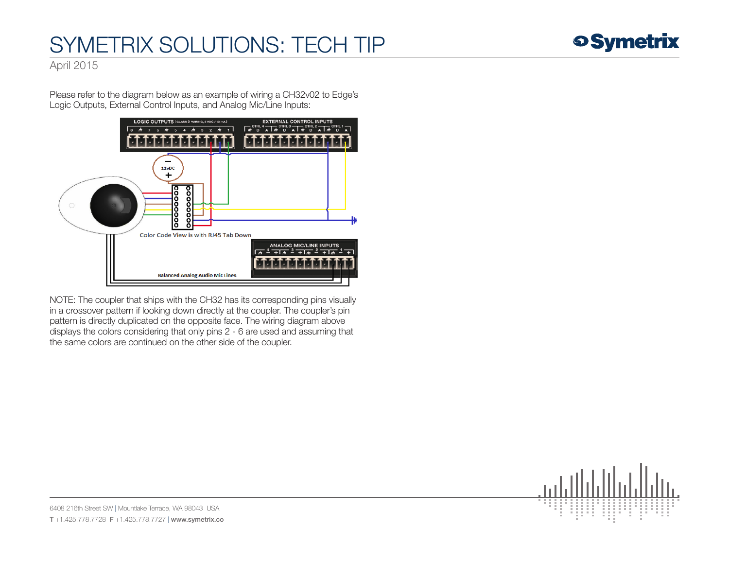Please refer to the diagram below as an example of wiring a CH32v02 to Edge's Logic Outputs, External Control Inputs, and Analog Mic/Line Inputs:

LOGIC OUTPUTS (CLASS 2 WIRING, 5 VDC / 10 mA)

EXTERNAL CONTROL INPUTS

12vDC

Color Code View is with RJ45 Tab Down

ANALOG MIC/LINE INPUTS

Balanced Analog Audio Mic Lines

NOTE: The coupler that ships with the CH32 has its corresponding pins visually in a crossover pattern if looking down directly at the coupler. The coupler's pin pattern is directly duplicated on the opposite face. The wiring diagram above displays the colors considering that only pins 2 - 6 are used and assuming that the same colors are continued on the other side of the coupler.